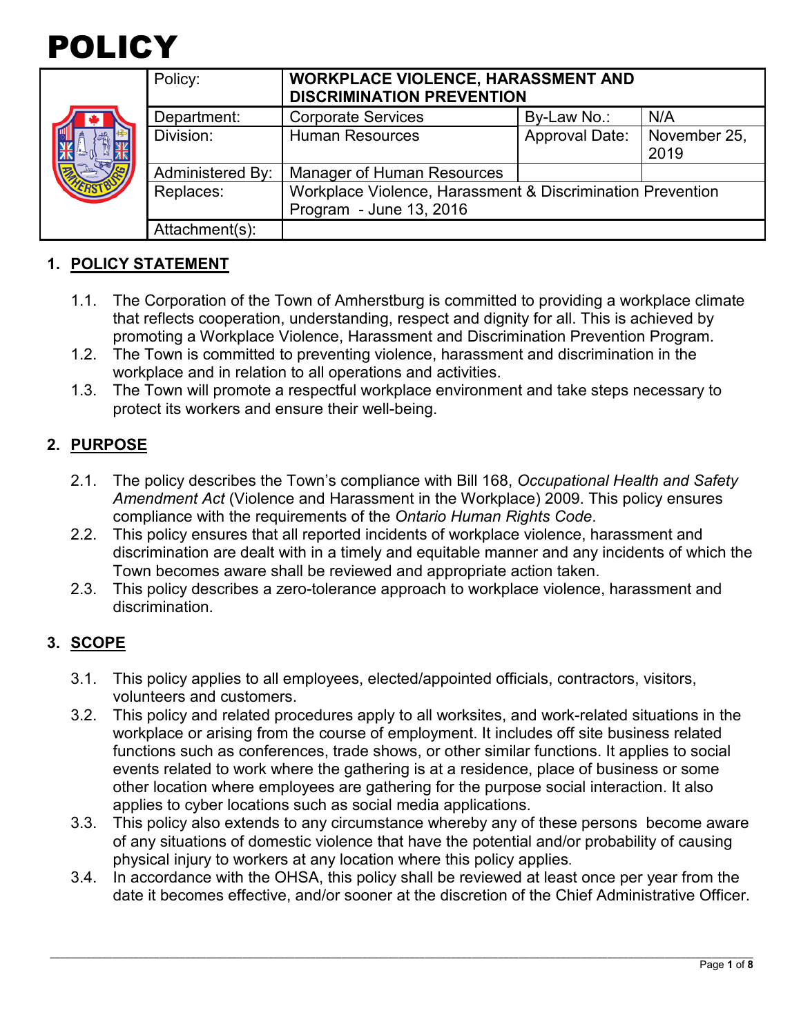# POLICY

| Policy: | **WORKPLACE VIOLENCE, HARASSMENT AND DISCRIMINATION PREVENTION** | | |
|---|---|---|---|
| Department: | Corporate Services | By-Law No.: | N/A |
| Division: | Human Resources | Approval Date: | November 25, 2019 |
| Administered By: | Manager of Human Resources | | |
| Replaces: | Workplace Violence, Harassment & Discrimination Prevention Program - June 13, 2016 | | |
| Attachment(s): | | | |

## 1. POLICY STATEMENT

1.1. The Corporation of the Town of Amherstburg is committed to providing a workplace climate that reflects cooperation, understanding, respect and dignity for all. This is achieved by promoting a Workplace Violence, Harassment and Discrimination Prevention Program.

1.2. The Town is committed to preventing violence, harassment and discrimination in the workplace and in relation to all operations and activities.

1.3. The Town will promote a respectful workplace environment and take steps necessary to protect its workers and ensure their well-being.

## 2. PURPOSE

2.1. The policy describes the Town's compliance with Bill 168, *Occupational Health and Safety Amendment Act* (Violence and Harassment in the Workplace) 2009. This policy ensures compliance with the requirements of the *Ontario Human Rights Code*.

2.2. This policy ensures that all reported incidents of workplace violence, harassment and discrimination are dealt with in a timely and equitable manner and any incidents of which the Town becomes aware shall be reviewed and appropriate action taken.

2.3. This policy describes a zero-tolerance approach to workplace violence, harassment and discrimination.

## 3. SCOPE

3.1. This policy applies to all employees, elected/appointed officials, contractors, visitors, volunteers and customers.

3.2. This policy and related procedures apply to all worksites, and work-related situations in the workplace or arising from the course of employment. It includes off site business related functions such as conferences, trade shows, or other similar functions. It applies to social events related to work where the gathering is at a residence, place of business or some other location where employees are gathering for the purpose social interaction. It also applies to cyber locations such as social media applications.

3.3. This policy also extends to any circumstance whereby any of these persons become aware of any situations of domestic violence that have the potential and/or probability of causing physical injury to workers at any location where this policy applies.

3.4. In accordance with the OHSA, this policy shall be reviewed at least once per year from the date it becomes effective, and/or sooner at the discretion of the Chief Administrative Officer.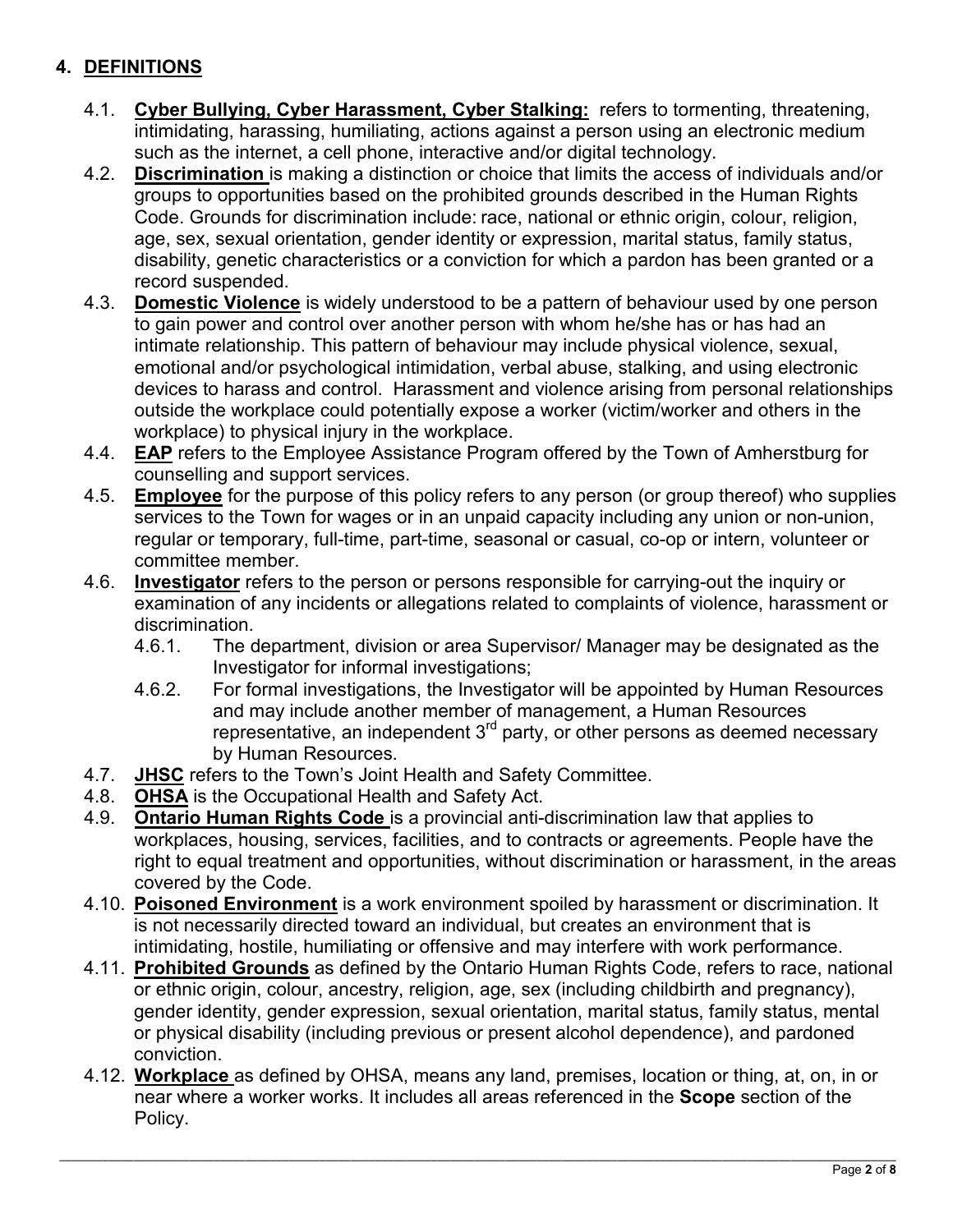## 4. DEFINITIONS

4.1. **Cyber Bullying, Cyber Harassment, Cyber Stalking:** refers to tormenting, threatening, intimidating, harassing, humiliating, actions against a person using an electronic medium such as the internet, a cell phone, interactive and/or digital technology.

4.2. **Discrimination** is making a distinction or choice that limits the access of individuals and/or groups to opportunities based on the prohibited grounds described in the Human Rights Code. Grounds for discrimination include: race, national or ethnic origin, colour, religion, age, sex, sexual orientation, gender identity or expression, marital status, family status, disability, genetic characteristics or a conviction for which a pardon has been granted or a record suspended.

4.3. **Domestic Violence** is widely understood to be a pattern of behaviour used by one person to gain power and control over another person with whom he/she has or has had an intimate relationship. This pattern of behaviour may include physical violence, sexual, emotional and/or psychological intimidation, verbal abuse, stalking, and using electronic devices to harass and control. Harassment and violence arising from personal relationships outside the workplace could potentially expose a worker (victim/worker and others in the workplace) to physical injury in the workplace.

4.4. **EAP** refers to the Employee Assistance Program offered by the Town of Amherstburg for counselling and support services.

4.5. **Employee** for the purpose of this policy refers to any person (or group thereof) who supplies services to the Town for wages or in an unpaid capacity including any union or non-union, regular or temporary, full-time, part-time, seasonal or casual, co-op or intern, volunteer or committee member.

4.6. **Investigator** refers to the person or persons responsible for carrying-out the inquiry or examination of any incidents or allegations related to complaints of violence, harassment or discrimination.

- 4.6.1. The department, division or area Supervisor/ Manager may be designated as the Investigator for informal investigations;
- 4.6.2. For formal investigations, the Investigator will be appointed by Human Resources and may include another member of management, a Human Resources representative, an independent 3rd party, or other persons as deemed necessary by Human Resources.

4.7. **JHSC** refers to the Town's Joint Health and Safety Committee.

4.8. **OHSA** is the Occupational Health and Safety Act.

4.9. **Ontario Human Rights Code** is a provincial anti-discrimination law that applies to workplaces, housing, services, facilities, and to contracts or agreements. People have the right to equal treatment and opportunities, without discrimination or harassment, in the areas covered by the Code.

4.10. **Poisoned Environment** is a work environment spoiled by harassment or discrimination. It is not necessarily directed toward an individual, but creates an environment that is intimidating, hostile, humiliating or offensive and may interfere with work performance.

4.11. **Prohibited Grounds** as defined by the Ontario Human Rights Code, refers to race, national or ethnic origin, colour, ancestry, religion, age, sex (including childbirth and pregnancy), gender identity, gender expression, sexual orientation, marital status, family status, mental or physical disability (including previous or present alcohol dependence), and pardoned conviction.

4.12. **Workplace** as defined by OHSA, means any land, premises, location or thing, at, on, in or near where a worker works. It includes all areas referenced in the **Scope** section of the Policy.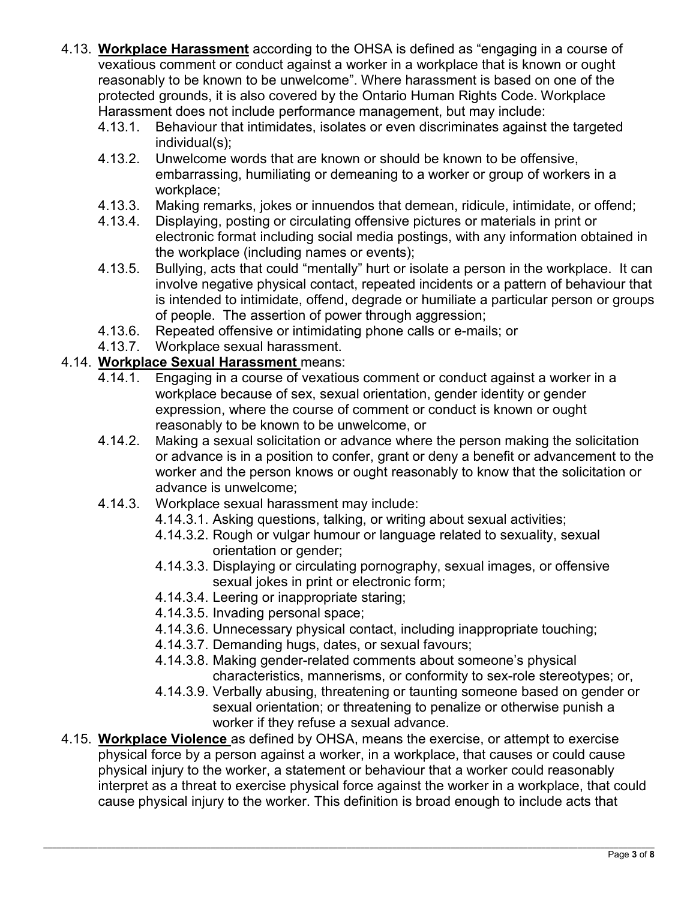4.13. **Workplace Harassment** according to the OHSA is defined as "engaging in a course of vexatious comment or conduct against a worker in a workplace that is known or ought reasonably to be known to be unwelcome". Where harassment is based on one of the protected grounds, it is also covered by the Ontario Human Rights Code. Workplace Harassment does not include performance management, but may include:

- 4.13.1. Behaviour that intimidates, isolates or even discriminates against the targeted individual(s);
- 4.13.2. Unwelcome words that are known or should be known to be offensive, embarrassing, humiliating or demeaning to a worker or group of workers in a workplace;
- 4.13.3. Making remarks, jokes or innuendos that demean, ridicule, intimidate, or offend;
- 4.13.4. Displaying, posting or circulating offensive pictures or materials in print or electronic format including social media postings, with any information obtained in the workplace (including names or events);
- 4.13.5. Bullying, acts that could "mentally" hurt or isolate a person in the workplace. It can involve negative physical contact, repeated incidents or a pattern of behaviour that is intended to intimidate, offend, degrade or humiliate a particular person or groups of people. The assertion of power through aggression;
- 4.13.6. Repeated offensive or intimidating phone calls or e-mails; or
- 4.13.7. Workplace sexual harassment.

4.14. **Workplace Sexual Harassment** means:

- 4.14.1. Engaging in a course of vexatious comment or conduct against a worker in a workplace because of sex, sexual orientation, gender identity or gender expression, where the course of comment or conduct is known or ought reasonably to be known to be unwelcome, or
- 4.14.2. Making a sexual solicitation or advance where the person making the solicitation or advance is in a position to confer, grant or deny a benefit or advancement to the worker and the person knows or ought reasonably to know that the solicitation or advance is unwelcome;
- 4.14.3. Workplace sexual harassment may include:
  - 4.14.3.1. Asking questions, talking, or writing about sexual activities;
  - 4.14.3.2. Rough or vulgar humour or language related to sexuality, sexual orientation or gender;
  - 4.14.3.3. Displaying or circulating pornography, sexual images, or offensive sexual jokes in print or electronic form;
  - 4.14.3.4. Leering or inappropriate staring;
  - 4.14.3.5. Invading personal space;
  - 4.14.3.6. Unnecessary physical contact, including inappropriate touching;
  - 4.14.3.7. Demanding hugs, dates, or sexual favours;
  - 4.14.3.8. Making gender-related comments about someone's physical characteristics, mannerisms, or conformity to sex-role stereotypes; or,
  - 4.14.3.9. Verbally abusing, threatening or taunting someone based on gender or sexual orientation; or threatening to penalize or otherwise punish a worker if they refuse a sexual advance.

4.15. **Workplace Violence** as defined by OHSA, means the exercise, or attempt to exercise physical force by a person against a worker, in a workplace, that causes or could cause physical injury to the worker, a statement or behaviour that a worker could reasonably interpret as a threat to exercise physical force against the worker in a workplace, that could cause physical injury to the worker. This definition is broad enough to include acts that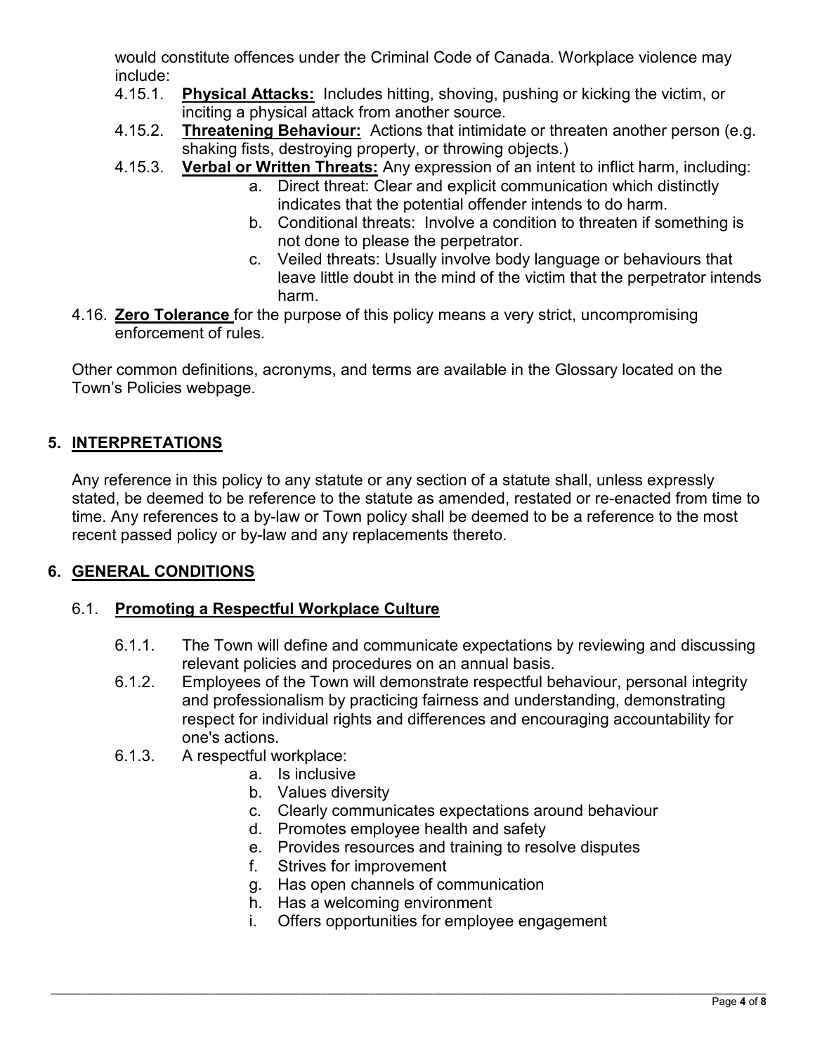would constitute offences under the Criminal Code of Canada. Workplace violence may include:

- 4.15.1. **Physical Attacks:** Includes hitting, shoving, pushing or kicking the victim, or inciting a physical attack from another source.
- 4.15.2. **Threatening Behaviour:** Actions that intimidate or threaten another person (e.g. shaking fists, destroying property, or throwing objects.)
- 4.15.3. **Verbal or Written Threats:** Any expression of an intent to inflict harm, including:
  - a. Direct threat: Clear and explicit communication which distinctly indicates that the potential offender intends to do harm.
  - b. Conditional threats: Involve a condition to threaten if something is not done to please the perpetrator.
  - c. Veiled threats: Usually involve body language or behaviours that leave little doubt in the mind of the victim that the perpetrator intends harm.

4.16. **Zero Tolerance** for the purpose of this policy means a very strict, uncompromising enforcement of rules.

Other common definitions, acronyms, and terms are available in the Glossary located on the Town's Policies webpage.

## 5. INTERPRETATIONS

Any reference in this policy to any statute or any section of a statute shall, unless expressly stated, be deemed to be reference to the statute as amended, restated or re-enacted from time to time. Any references to a by-law or Town policy shall be deemed to be a reference to the most recent passed policy or by-law and any replacements thereto.

## 6. GENERAL CONDITIONS

### 6.1. Promoting a Respectful Workplace Culture

- 6.1.1. The Town will define and communicate expectations by reviewing and discussing relevant policies and procedures on an annual basis.
- 6.1.2. Employees of the Town will demonstrate respectful behaviour, personal integrity and professionalism by practicing fairness and understanding, demonstrating respect for individual rights and differences and encouraging accountability for one's actions.
- 6.1.3. A respectful workplace:
  - a. Is inclusive
  - b. Values diversity
  - c. Clearly communicates expectations around behaviour
  - d. Promotes employee health and safety
  - e. Provides resources and training to resolve disputes
  - f. Strives for improvement
  - g. Has open channels of communication
  - h. Has a welcoming environment
  - i. Offers opportunities for employee engagement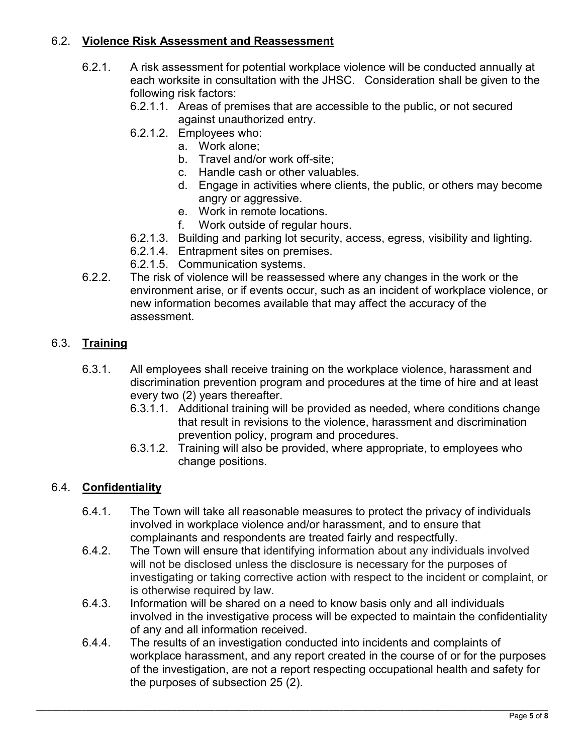## 6.2. **Violence Risk Assessment and Reassessment**

6.2.1. A risk assessment for potential workplace violence will be conducted annually at each worksite in consultation with the JHSC. Consideration shall be given to the following risk factors:

- 6.2.1.1. Areas of premises that are accessible to the public, or not secured against unauthorized entry.
- 6.2.1.2. Employees who:
  - a. Work alone;
  - b. Travel and/or work off-site;
  - c. Handle cash or other valuables.
  - d. Engage in activities where clients, the public, or others may become angry or aggressive.
  - e. Work in remote locations.
  - f. Work outside of regular hours.
- 6.2.1.3. Building and parking lot security, access, egress, visibility and lighting.
- 6.2.1.4. Entrapment sites on premises.
- 6.2.1.5. Communication systems.

6.2.2. The risk of violence will be reassessed where any changes in the work or the environment arise, or if events occur, such as an incident of workplace violence, or new information becomes available that may affect the accuracy of the assessment.

## 6.3. **Training**

6.3.1. All employees shall receive training on the workplace violence, harassment and discrimination prevention program and procedures at the time of hire and at least every two (2) years thereafter.

- 6.3.1.1. Additional training will be provided as needed, where conditions change that result in revisions to the violence, harassment and discrimination prevention policy, program and procedures.
- 6.3.1.2. Training will also be provided, where appropriate, to employees who change positions.

## 6.4. **Confidentiality**

6.4.1. The Town will take all reasonable measures to protect the privacy of individuals involved in workplace violence and/or harassment, and to ensure that complainants and respondents are treated fairly and respectfully.

6.4.2. The Town will ensure that identifying information about any individuals involved will not be disclosed unless the disclosure is necessary for the purposes of investigating or taking corrective action with respect to the incident or complaint, or is otherwise required by law.

6.4.3. Information will be shared on a need to know basis only and all individuals involved in the investigative process will be expected to maintain the confidentiality of any and all information received.

6.4.4. The results of an investigation conducted into incidents and complaints of workplace harassment, and any report created in the course of or for the purposes of the investigation, are not a report respecting occupational health and safety for the purposes of subsection 25 (2).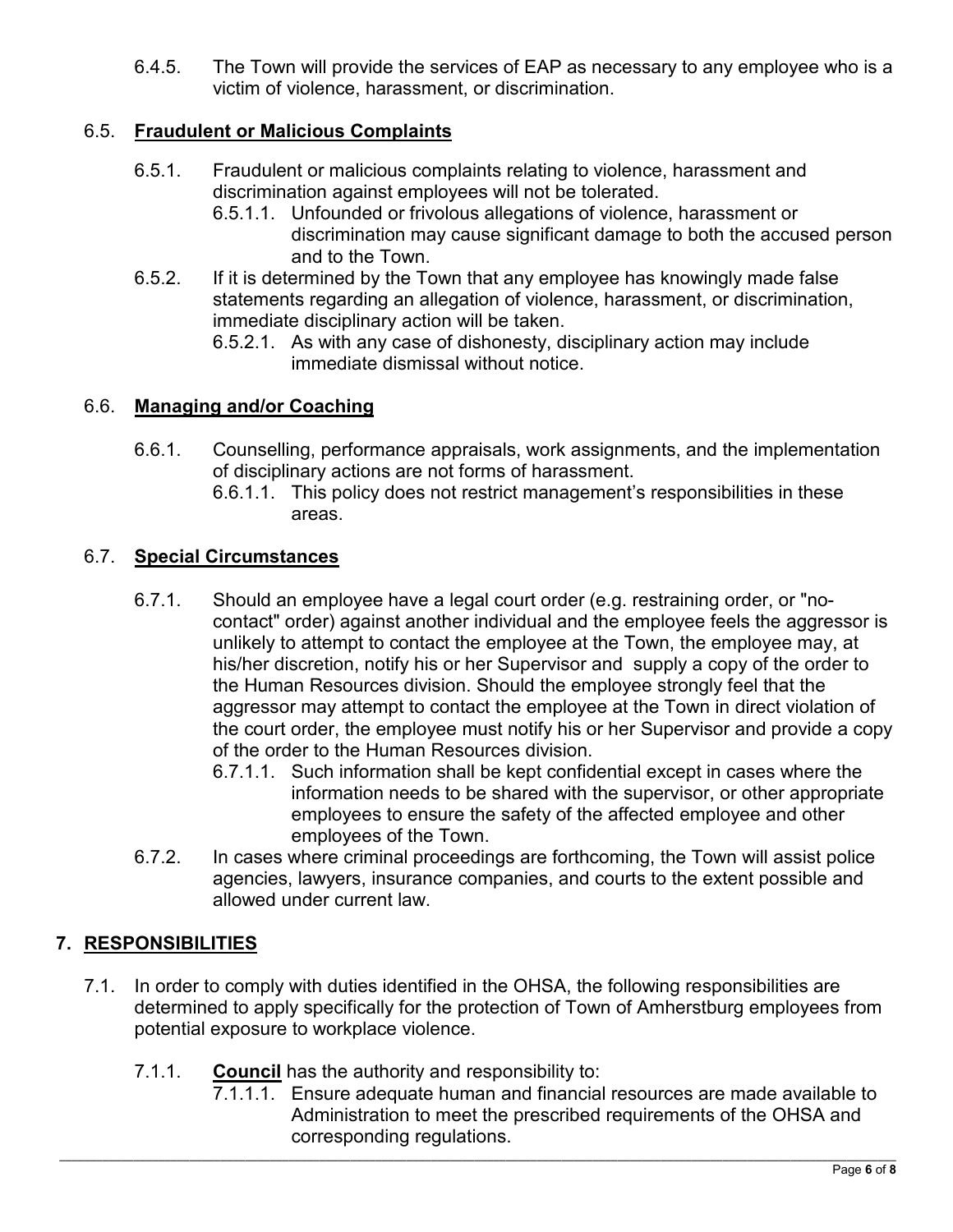6.4.5. The Town will provide the services of EAP as necessary to any employee who is a victim of violence, harassment, or discrimination.

### 6.5. **Fraudulent or Malicious Complaints**

6.5.1. Fraudulent or malicious complaints relating to violence, harassment and discrimination against employees will not be tolerated.

6.5.1.1. Unfounded or frivolous allegations of violence, harassment or discrimination may cause significant damage to both the accused person and to the Town.

6.5.2. If it is determined by the Town that any employee has knowingly made false statements regarding an allegation of violence, harassment, or discrimination, immediate disciplinary action will be taken.

6.5.2.1. As with any case of dishonesty, disciplinary action may include immediate dismissal without notice.

### 6.6. **Managing and/or Coaching**

6.6.1. Counselling, performance appraisals, work assignments, and the implementation of disciplinary actions are not forms of harassment.

6.6.1.1. This policy does not restrict management's responsibilities in these areas.

### 6.7. **Special Circumstances**

6.7.1. Should an employee have a legal court order (e.g. restraining order, or "no-contact" order) against another individual and the employee feels the aggressor is unlikely to attempt to contact the employee at the Town, the employee may, at his/her discretion, notify his or her Supervisor and supply a copy of the order to the Human Resources division. Should the employee strongly feel that the aggressor may attempt to contact the employee at the Town in direct violation of the court order, the employee must notify his or her Supervisor and provide a copy of the order to the Human Resources division.

6.7.1.1. Such information shall be kept confidential except in cases where the information needs to be shared with the supervisor, or other appropriate employees to ensure the safety of the affected employee and other employees of the Town.

6.7.2. In cases where criminal proceedings are forthcoming, the Town will assist police agencies, lawyers, insurance companies, and courts to the extent possible and allowed under current law.

## 7. **RESPONSIBILITIES**

7.1. In order to comply with duties identified in the OHSA, the following responsibilities are determined to apply specifically for the protection of Town of Amherstburg employees from potential exposure to workplace violence.

7.1.1. **Council** has the authority and responsibility to:

7.1.1.1. Ensure adequate human and financial resources are made available to Administration to meet the prescribed requirements of the OHSA and corresponding regulations.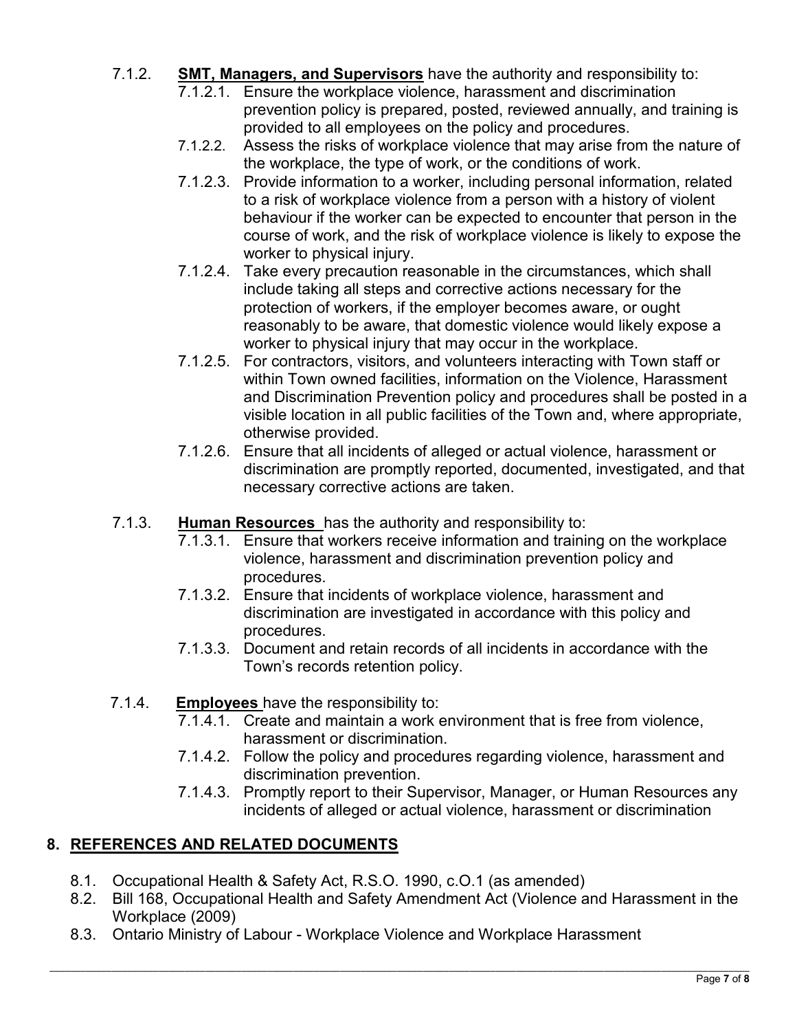7.1.2. **SMT, Managers, and Supervisors** have the authority and responsibility to:

- 7.1.2.1. Ensure the workplace violence, harassment and discrimination prevention policy is prepared, posted, reviewed annually, and training is provided to all employees on the policy and procedures.
- 7.1.2.2. Assess the risks of workplace violence that may arise from the nature of the workplace, the type of work, or the conditions of work.
- 7.1.2.3. Provide information to a worker, including personal information, related to a risk of workplace violence from a person with a history of violent behaviour if the worker can be expected to encounter that person in the course of work, and the risk of workplace violence is likely to expose the worker to physical injury.
- 7.1.2.4. Take every precaution reasonable in the circumstances, which shall include taking all steps and corrective actions necessary for the protection of workers, if the employer becomes aware, or ought reasonably to be aware, that domestic violence would likely expose a worker to physical injury that may occur in the workplace.
- 7.1.2.5. For contractors, visitors, and volunteers interacting with Town staff or within Town owned facilities, information on the Violence, Harassment and Discrimination Prevention policy and procedures shall be posted in a visible location in all public facilities of the Town and, where appropriate, otherwise provided.
- 7.1.2.6. Ensure that all incidents of alleged or actual violence, harassment or discrimination are promptly reported, documented, investigated, and that necessary corrective actions are taken.

7.1.3. **Human Resources** has the authority and responsibility to:

- 7.1.3.1. Ensure that workers receive information and training on the workplace violence, harassment and discrimination prevention policy and procedures.
- 7.1.3.2. Ensure that incidents of workplace violence, harassment and discrimination are investigated in accordance with this policy and procedures.
- 7.1.3.3. Document and retain records of all incidents in accordance with the Town's records retention policy.

7.1.4. **Employees** have the responsibility to:

- 7.1.4.1. Create and maintain a work environment that is free from violence, harassment or discrimination.
- 7.1.4.2. Follow the policy and procedures regarding violence, harassment and discrimination prevention.
- 7.1.4.3. Promptly report to their Supervisor, Manager, or Human Resources any incidents of alleged or actual violence, harassment or discrimination

## 8. REFERENCES AND RELATED DOCUMENTS

- 8.1. Occupational Health & Safety Act, R.S.O. 1990, c.O.1 (as amended)
- 8.2. Bill 168, Occupational Health and Safety Amendment Act (Violence and Harassment in the Workplace (2009)
- 8.3. Ontario Ministry of Labour - Workplace Violence and Workplace Harassment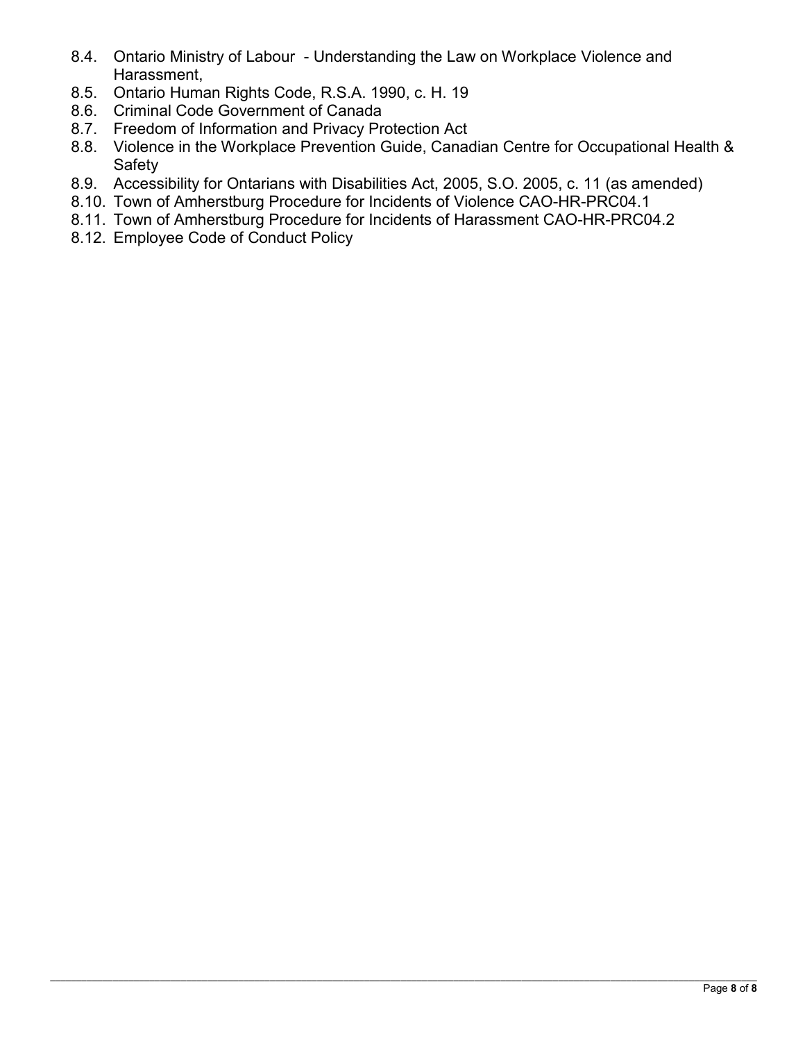8.4. Ontario Ministry of Labour - Understanding the Law on Workplace Violence and Harassment,
8.5. Ontario Human Rights Code, R.S.A. 1990, c. H. 19
8.6. Criminal Code Government of Canada
8.7. Freedom of Information and Privacy Protection Act
8.8. Violence in the Workplace Prevention Guide, Canadian Centre for Occupational Health & Safety
8.9. Accessibility for Ontarians with Disabilities Act, 2005, S.O. 2005, c. 11 (as amended)
8.10. Town of Amherstburg Procedure for Incidents of Violence CAO-HR-PRC04.1
8.11. Town of Amherstburg Procedure for Incidents of Harassment CAO-HR-PRC04.2
8.12. Employee Code of Conduct Policy